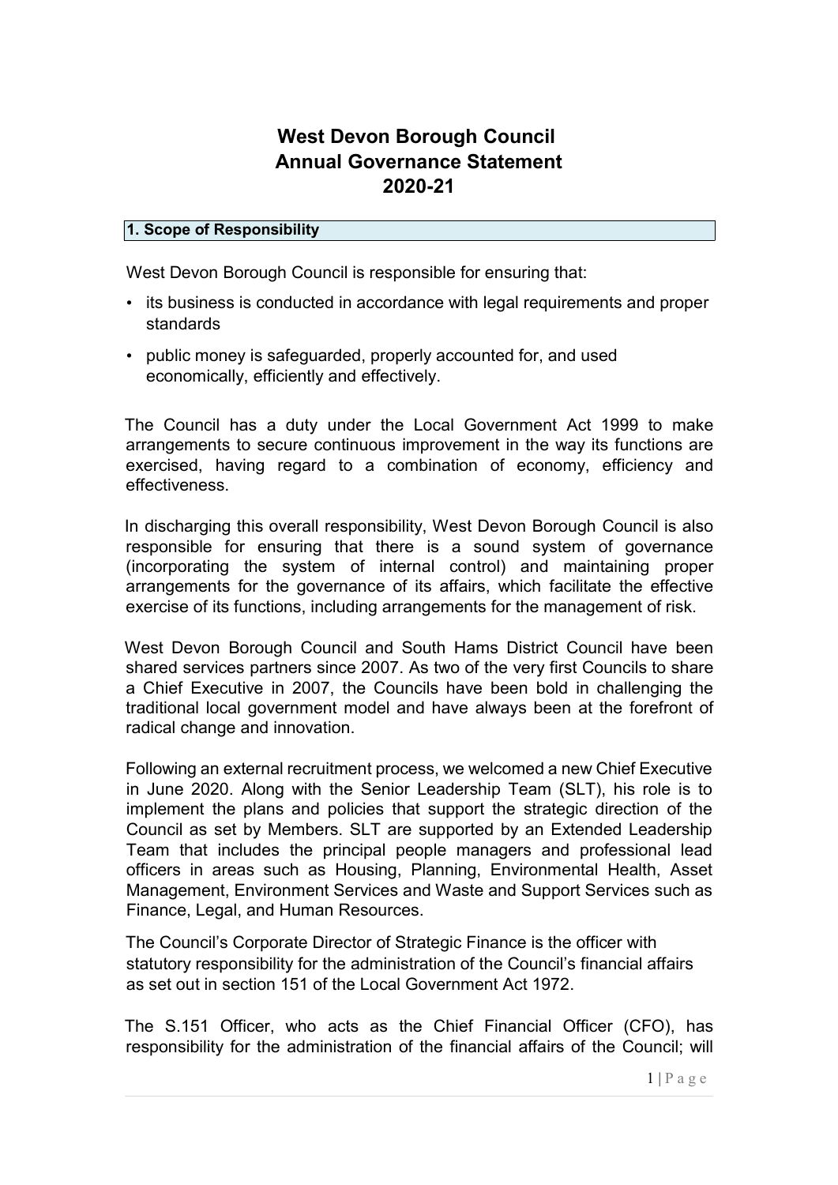# West Devon Borough Council
# Annual Governance Statement
# 2020-21

## 1. Scope of Responsibility

West Devon Borough Council is responsible for ensuring that:

- its business is conducted in accordance with legal requirements and proper standards
- public money is safeguarded, properly accounted for, and used economically, efficiently and effectively.

The Council has a duty under the Local Government Act 1999 to make arrangements to secure continuous improvement in the way its functions are exercised, having regard to a combination of economy, efficiency and effectiveness.

In discharging this overall responsibility, West Devon Borough Council is also responsible for ensuring that there is a sound system of governance (incorporating the system of internal control) and maintaining proper arrangements for the governance of its affairs, which facilitate the effective exercise of its functions, including arrangements for the management of risk.

West Devon Borough Council and South Hams District Council have been shared services partners since 2007. As two of the very first Councils to share a Chief Executive in 2007, the Councils have been bold in challenging the traditional local government model and have always been at the forefront of radical change and innovation.

Following an external recruitment process, we welcomed a new Chief Executive in June 2020. Along with the Senior Leadership Team (SLT), his role is to implement the plans and policies that support the strategic direction of the Council as set by Members. SLT are supported by an Extended Leadership Team that includes the principal people managers and professional lead officers in areas such as Housing, Planning, Environmental Health, Asset Management, Environment Services and Waste and Support Services such as Finance, Legal, and Human Resources.

The Council's Corporate Director of Strategic Finance is the officer with statutory responsibility for the administration of the Council's financial affairs as set out in section 151 of the Local Government Act 1972.

The S.151 Officer, who acts as the Chief Financial Officer (CFO), has responsibility for the administration of the financial affairs of the Council; will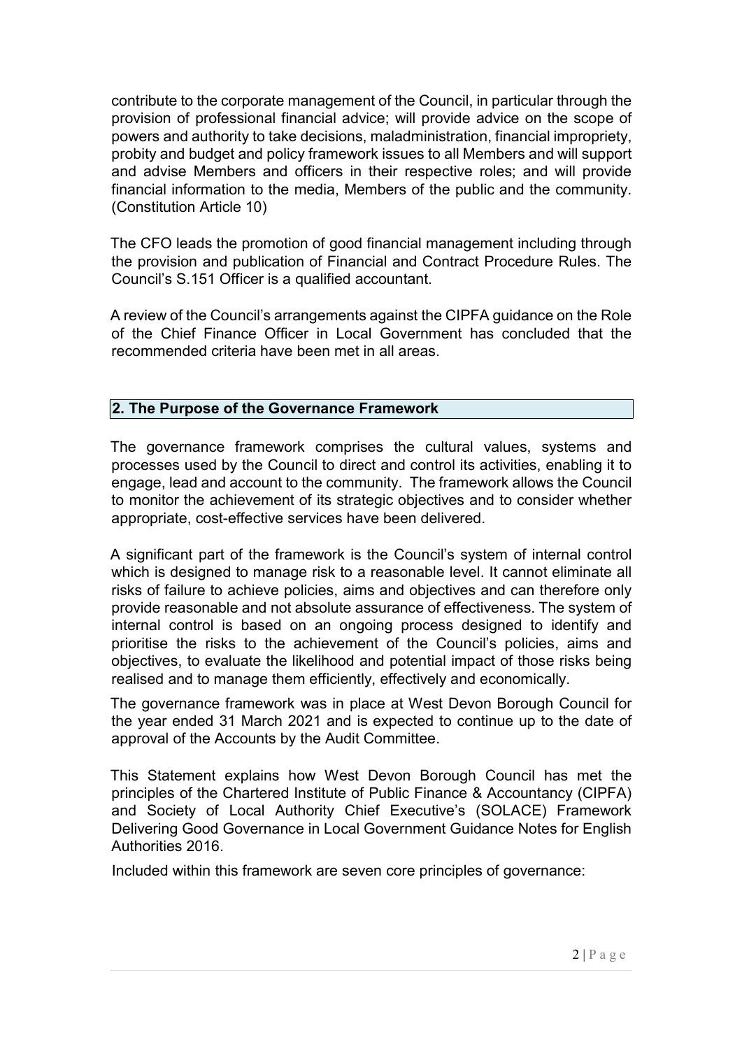contribute to the corporate management of the Council, in particular through the provision of professional financial advice; will provide advice on the scope of powers and authority to take decisions, maladministration, financial impropriety, probity and budget and policy framework issues to all Members and will support and advise Members and officers in their respective roles; and will provide financial information to the media, Members of the public and the community. (Constitution Article 10)

The CFO leads the promotion of good financial management including through the provision and publication of Financial and Contract Procedure Rules. The Council's S.151 Officer is a qualified accountant.

A review of the Council's arrangements against the CIPFA guidance on the Role of the Chief Finance Officer in Local Government has concluded that the recommended criteria have been met in all areas.

## 2. The Purpose of the Governance Framework

The governance framework comprises the cultural values, systems and processes used by the Council to direct and control its activities, enabling it to engage, lead and account to the community. The framework allows the Council to monitor the achievement of its strategic objectives and to consider whether appropriate, cost-effective services have been delivered.

A significant part of the framework is the Council's system of internal control which is designed to manage risk to a reasonable level. It cannot eliminate all risks of failure to achieve policies, aims and objectives and can therefore only provide reasonable and not absolute assurance of effectiveness. The system of internal control is based on an ongoing process designed to identify and prioritise the risks to the achievement of the Council's policies, aims and objectives, to evaluate the likelihood and potential impact of those risks being realised and to manage them efficiently, effectively and economically.

The governance framework was in place at West Devon Borough Council for the year ended 31 March 2021 and is expected to continue up to the date of approval of the Accounts by the Audit Committee.

This Statement explains how West Devon Borough Council has met the principles of the Chartered Institute of Public Finance & Accountancy (CIPFA) and Society of Local Authority Chief Executive's (SOLACE) Framework Delivering Good Governance in Local Government Guidance Notes for English Authorities 2016.

Included within this framework are seven core principles of governance: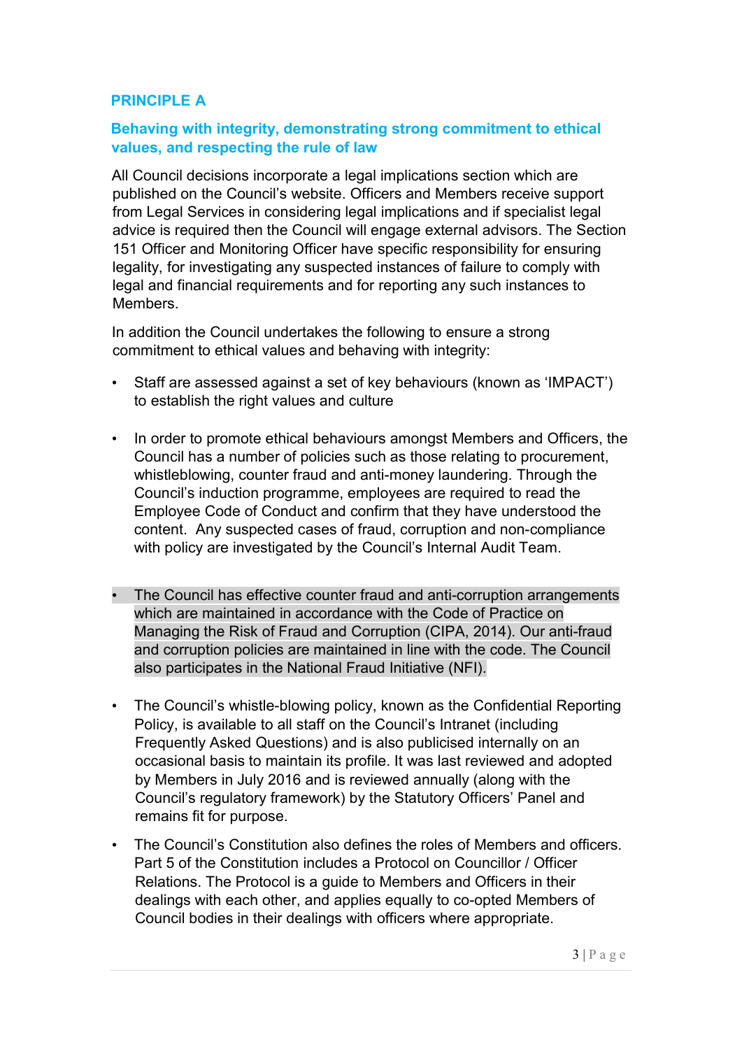## PRINCIPLE A

### Behaving with integrity, demonstrating strong commitment to ethical values, and respecting the rule of law

All Council decisions incorporate a legal implications section which are published on the Council's website. Officers and Members receive support from Legal Services in considering legal implications and if specialist legal advice is required then the Council will engage external advisors. The Section 151 Officer and Monitoring Officer have specific responsibility for ensuring legality, for investigating any suspected instances of failure to comply with legal and financial requirements and for reporting any such instances to Members.

In addition the Council undertakes the following to ensure a strong commitment to ethical values and behaving with integrity:

- Staff are assessed against a set of key behaviours (known as 'IMPACT') to establish the right values and culture

- In order to promote ethical behaviours amongst Members and Officers, the Council has a number of policies such as those relating to procurement, whistleblowing, counter fraud and anti-money laundering. Through the Council's induction programme, employees are required to read the Employee Code of Conduct and confirm that they have understood the content. Any suspected cases of fraud, corruption and non-compliance with policy are investigated by the Council's Internal Audit Team.

- The Council has effective counter fraud and anti-corruption arrangements which are maintained in accordance with the Code of Practice on Managing the Risk of Fraud and Corruption (CIPA, 2014). Our anti-fraud and corruption policies are maintained in line with the code. The Council also participates in the National Fraud Initiative (NFI).

- The Council's whistle-blowing policy, known as the Confidential Reporting Policy, is available to all staff on the Council's Intranet (including Frequently Asked Questions) and is also publicised internally on an occasional basis to maintain its profile. It was last reviewed and adopted by Members in July 2016 and is reviewed annually (along with the Council's regulatory framework) by the Statutory Officers' Panel and remains fit for purpose.

- The Council's Constitution also defines the roles of Members and officers. Part 5 of the Constitution includes a Protocol on Councillor / Officer Relations. The Protocol is a guide to Members and Officers in their dealings with each other, and applies equally to co-opted Members of Council bodies in their dealings with officers where appropriate.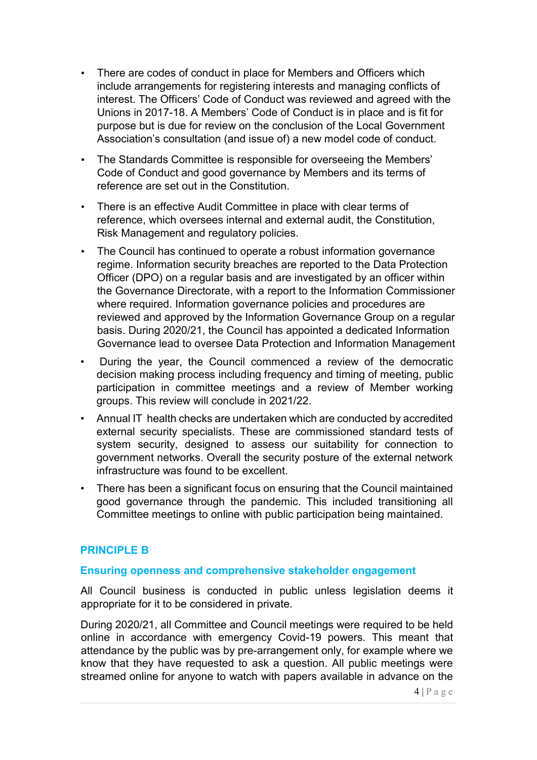- There are codes of conduct in place for Members and Officers which include arrangements for registering interests and managing conflicts of interest. The Officers' Code of Conduct was reviewed and agreed with the Unions in 2017-18. A Members' Code of Conduct is in place and is fit for purpose but is due for review on the conclusion of the Local Government Association's consultation (and issue of) a new model code of conduct.
- The Standards Committee is responsible for overseeing the Members' Code of Conduct and good governance by Members and its terms of reference are set out in the Constitution.
- There is an effective Audit Committee in place with clear terms of reference, which oversees internal and external audit, the Constitution, Risk Management and regulatory policies.
- The Council has continued to operate a robust information governance regime. Information security breaches are reported to the Data Protection Officer (DPO) on a regular basis and are investigated by an officer within the Governance Directorate, with a report to the Information Commissioner where required. Information governance policies and procedures are reviewed and approved by the Information Governance Group on a regular basis. During 2020/21, the Council has appointed a dedicated Information Governance lead to oversee Data Protection and Information Management
- During the year, the Council commenced a review of the democratic decision making process including frequency and timing of meeting, public participation in committee meetings and a review of Member working groups. This review will conclude in 2021/22.
- Annual IT health checks are undertaken which are conducted by accredited external security specialists. These are commissioned standard tests of system security, designed to assess our suitability for connection to government networks. Overall the security posture of the external network infrastructure was found to be excellent.
- There has been a significant focus on ensuring that the Council maintained good governance through the pandemic. This included transitioning all Committee meetings to online with public participation being maintained.

## PRINCIPLE B

### Ensuring openness and comprehensive stakeholder engagement

All Council business is conducted in public unless legislation deems it appropriate for it to be considered in private.

During 2020/21, all Committee and Council meetings were required to be held online in accordance with emergency Covid-19 powers. This meant that attendance by the public was by pre-arrangement only, for example where we know that they have requested to ask a question. All public meetings were streamed online for anyone to watch with papers available in advance on the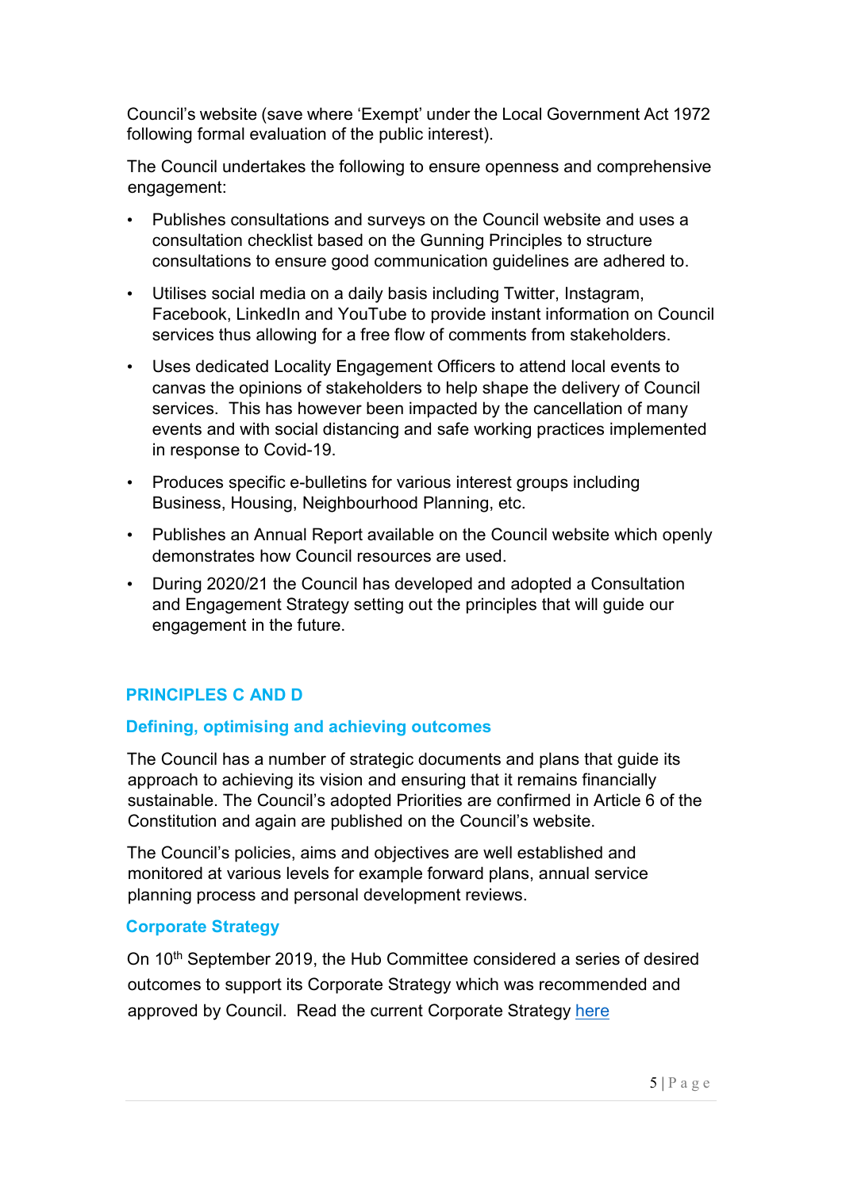Council's website (save where 'Exempt' under the Local Government Act 1972 following formal evaluation of the public interest).

The Council undertakes the following to ensure openness and comprehensive engagement:

- Publishes consultations and surveys on the Council website and uses a consultation checklist based on the Gunning Principles to structure consultations to ensure good communication guidelines are adhered to.
- Utilises social media on a daily basis including Twitter, Instagram, Facebook, LinkedIn and YouTube to provide instant information on Council services thus allowing for a free flow of comments from stakeholders.
- Uses dedicated Locality Engagement Officers to attend local events to canvas the opinions of stakeholders to help shape the delivery of Council services. This has however been impacted by the cancellation of many events and with social distancing and safe working practices implemented in response to Covid-19.
- Produces specific e-bulletins for various interest groups including Business, Housing, Neighbourhood Planning, etc.
- Publishes an Annual Report available on the Council website which openly demonstrates how Council resources are used.
- During 2020/21 the Council has developed and adopted a Consultation and Engagement Strategy setting out the principles that will guide our engagement in the future.

## PRINCIPLES C AND D

### Defining, optimising and achieving outcomes

The Council has a number of strategic documents and plans that guide its approach to achieving its vision and ensuring that it remains financially sustainable. The Council's adopted Priorities are confirmed in Article 6 of the Constitution and again are published on the Council's website.

The Council's policies, aims and objectives are well established and monitored at various levels for example forward plans, annual service planning process and personal development reviews.

### Corporate Strategy

On 10th September 2019, the Hub Committee considered a series of desired outcomes to support its Corporate Strategy which was recommended and approved by Council. Read the current Corporate Strategy here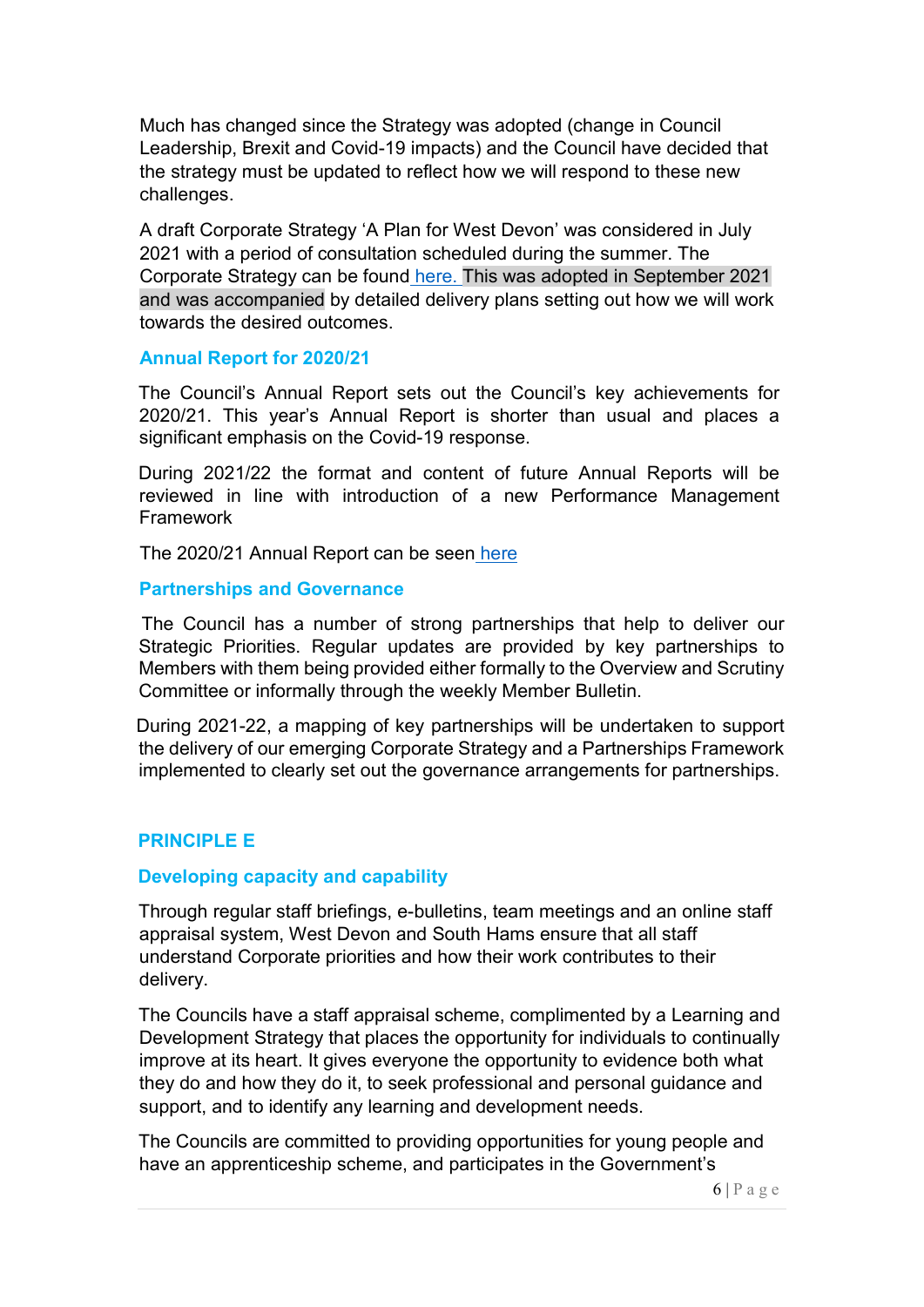Much has changed since the Strategy was adopted (change in Council Leadership, Brexit and Covid-19 impacts) and the Council have decided that the strategy must be updated to reflect how we will respond to these new challenges.

A draft Corporate Strategy 'A Plan for West Devon' was considered in July 2021 with a period of consultation scheduled during the summer. The Corporate Strategy can be found here. This was adopted in September 2021 and was accompanied by detailed delivery plans setting out how we will work towards the desired outcomes.

### Annual Report for 2020/21

The Council's Annual Report sets out the Council's key achievements for 2020/21. This year's Annual Report is shorter than usual and places a significant emphasis on the Covid-19 response.

During 2021/22 the format and content of future Annual Reports will be reviewed in line with introduction of a new Performance Management Framework

The 2020/21 Annual Report can be seen here

### Partnerships and Governance

The Council has a number of strong partnerships that help to deliver our Strategic Priorities. Regular updates are provided by key partnerships to Members with them being provided either formally to the Overview and Scrutiny Committee or informally through the weekly Member Bulletin.

During 2021-22, a mapping of key partnerships will be undertaken to support the delivery of our emerging Corporate Strategy and a Partnerships Framework implemented to clearly set out the governance arrangements for partnerships.

## PRINCIPLE E

### Developing capacity and capability

Through regular staff briefings, e-bulletins, team meetings and an online staff appraisal system, West Devon and South Hams ensure that all staff understand Corporate priorities and how their work contributes to their delivery.

The Councils have a staff appraisal scheme, complimented by a Learning and Development Strategy that places the opportunity for individuals to continually improve at its heart. It gives everyone the opportunity to evidence both what they do and how they do it, to seek professional and personal guidance and support, and to identify any learning and development needs.

The Councils are committed to providing opportunities for young people and have an apprenticeship scheme, and participates in the Government's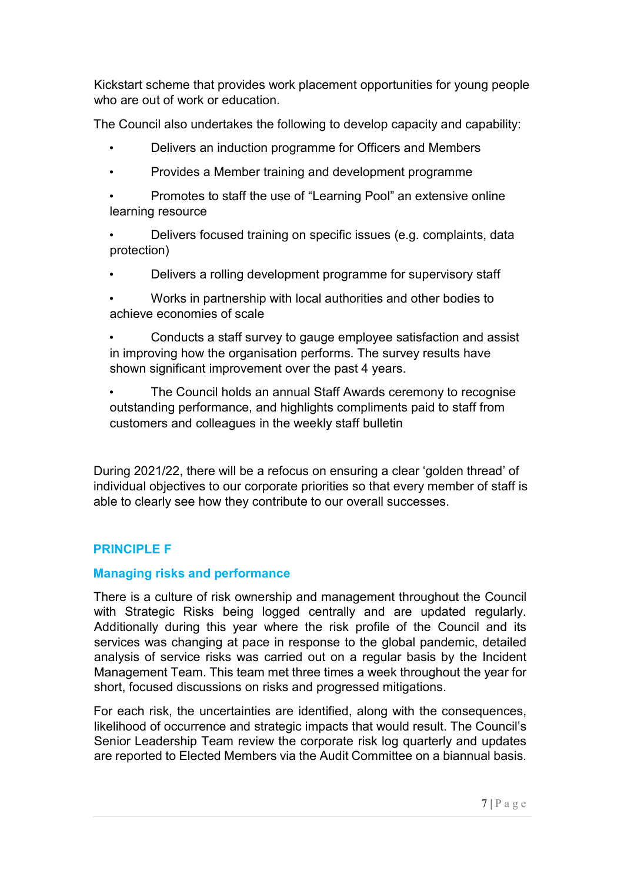Kickstart scheme that provides work placement opportunities for young people who are out of work or education.

The Council also undertakes the following to develop capacity and capability:

- Delivers an induction programme for Officers and Members
- Provides a Member training and development programme
- Promotes to staff the use of "Learning Pool" an extensive online learning resource
- Delivers focused training on specific issues (e.g. complaints, data protection)
- Delivers a rolling development programme for supervisory staff
- Works in partnership with local authorities and other bodies to achieve economies of scale
- Conducts a staff survey to gauge employee satisfaction and assist in improving how the organisation performs. The survey results have shown significant improvement over the past 4 years.
- The Council holds an annual Staff Awards ceremony to recognise outstanding performance, and highlights compliments paid to staff from customers and colleagues in the weekly staff bulletin

During 2021/22, there will be a refocus on ensuring a clear 'golden thread' of individual objectives to our corporate priorities so that every member of staff is able to clearly see how they contribute to our overall successes.

## PRINCIPLE F

### Managing risks and performance

There is a culture of risk ownership and management throughout the Council with Strategic Risks being logged centrally and are updated regularly. Additionally during this year where the risk profile of the Council and its services was changing at pace in response to the global pandemic, detailed analysis of service risks was carried out on a regular basis by the Incident Management Team. This team met three times a week throughout the year for short, focused discussions on risks and progressed mitigations.

For each risk, the uncertainties are identified, along with the consequences, likelihood of occurrence and strategic impacts that would result. The Council's Senior Leadership Team review the corporate risk log quarterly and updates are reported to Elected Members via the Audit Committee on a biannual basis.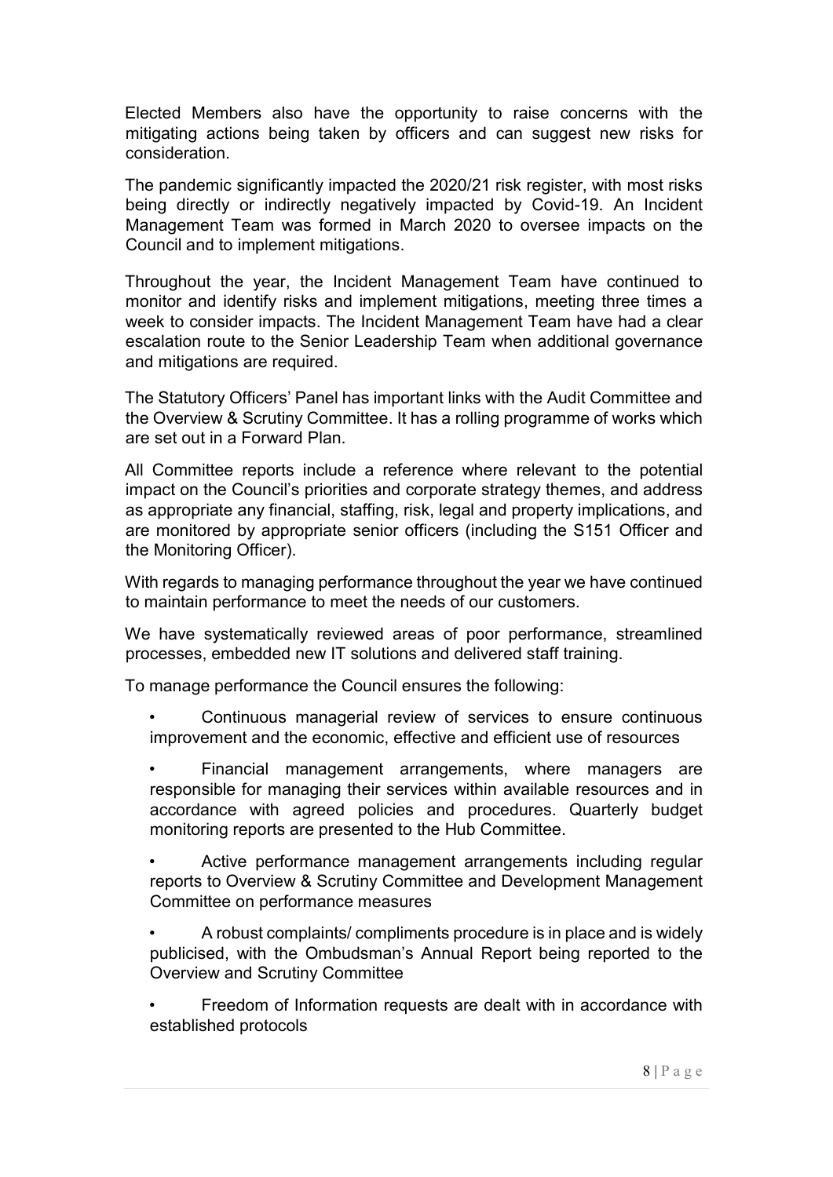Elected Members also have the opportunity to raise concerns with the mitigating actions being taken by officers and can suggest new risks for consideration.

The pandemic significantly impacted the 2020/21 risk register, with most risks being directly or indirectly negatively impacted by Covid-19. An Incident Management Team was formed in March 2020 to oversee impacts on the Council and to implement mitigations.

Throughout the year, the Incident Management Team have continued to monitor and identify risks and implement mitigations, meeting three times a week to consider impacts. The Incident Management Team have had a clear escalation route to the Senior Leadership Team when additional governance and mitigations are required.

The Statutory Officers' Panel has important links with the Audit Committee and the Overview & Scrutiny Committee. It has a rolling programme of works which are set out in a Forward Plan.

All Committee reports include a reference where relevant to the potential impact on the Council's priorities and corporate strategy themes, and address as appropriate any financial, staffing, risk, legal and property implications, and are monitored by appropriate senior officers (including the S151 Officer and the Monitoring Officer).

With regards to managing performance throughout the year we have continued to maintain performance to meet the needs of our customers.

We have systematically reviewed areas of poor performance, streamlined processes, embedded new IT solutions and delivered staff training.

To manage performance the Council ensures the following:

- Continuous managerial review of services to ensure continuous improvement and the economic, effective and efficient use of resources
- Financial management arrangements, where managers are responsible for managing their services within available resources and in accordance with agreed policies and procedures. Quarterly budget monitoring reports are presented to the Hub Committee.
- Active performance management arrangements including regular reports to Overview & Scrutiny Committee and Development Management Committee on performance measures
- A robust complaints/ compliments procedure is in place and is widely publicised, with the Ombudsman's Annual Report being reported to the Overview and Scrutiny Committee
- Freedom of Information requests are dealt with in accordance with established protocols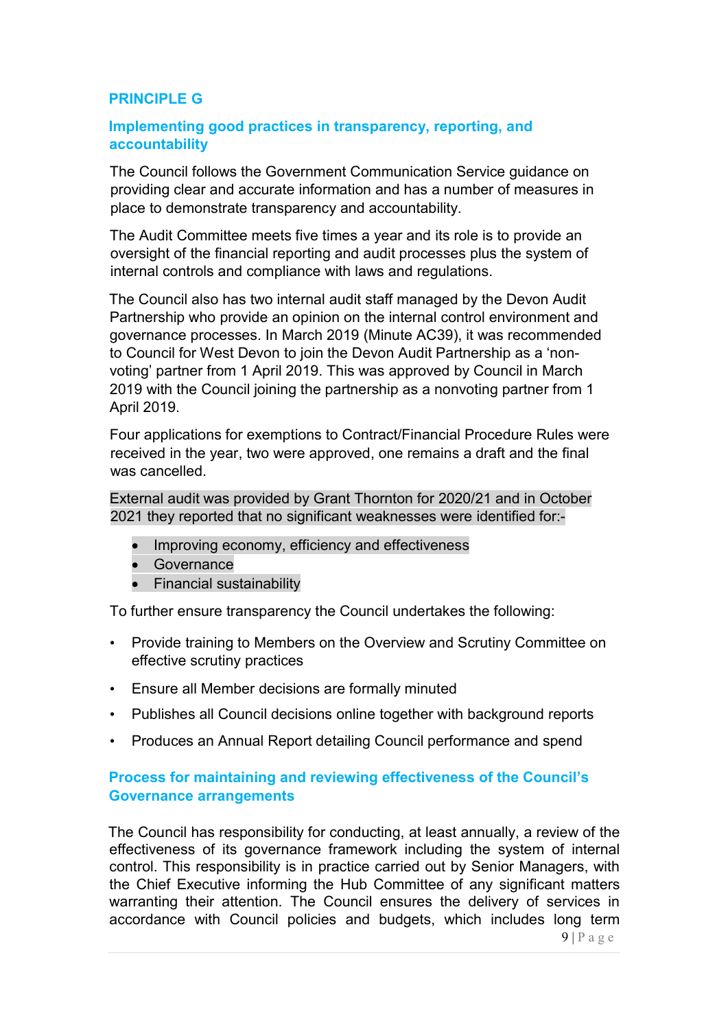## PRINCIPLE G

### Implementing good practices in transparency, reporting, and accountability

The Council follows the Government Communication Service guidance on providing clear and accurate information and has a number of measures in place to demonstrate transparency and accountability.

The Audit Committee meets five times a year and its role is to provide an oversight of the financial reporting and audit processes plus the system of internal controls and compliance with laws and regulations.

The Council also has two internal audit staff managed by the Devon Audit Partnership who provide an opinion on the internal control environment and governance processes. In March 2019 (Minute AC39), it was recommended to Council for West Devon to join the Devon Audit Partnership as a 'non-voting' partner from 1 April 2019. This was approved by Council in March 2019 with the Council joining the partnership as a nonvoting partner from 1 April 2019.

Four applications for exemptions to Contract/Financial Procedure Rules were received in the year, two were approved, one remains a draft and the final was cancelled.

External audit was provided by Grant Thornton for 2020/21 and in October 2021 they reported that no significant weaknesses were identified for:-

- Improving economy, efficiency and effectiveness
- Governance
- Financial sustainability

To further ensure transparency the Council undertakes the following:

- Provide training to Members on the Overview and Scrutiny Committee on effective scrutiny practices
- Ensure all Member decisions are formally minuted
- Publishes all Council decisions online together with background reports
- Produces an Annual Report detailing Council performance and spend

### Process for maintaining and reviewing effectiveness of the Council's Governance arrangements

The Council has responsibility for conducting, at least annually, a review of the effectiveness of its governance framework including the system of internal control. This responsibility is in practice carried out by Senior Managers, with the Chief Executive informing the Hub Committee of any significant matters warranting their attention. The Council ensures the delivery of services in accordance with Council policies and budgets, which includes long term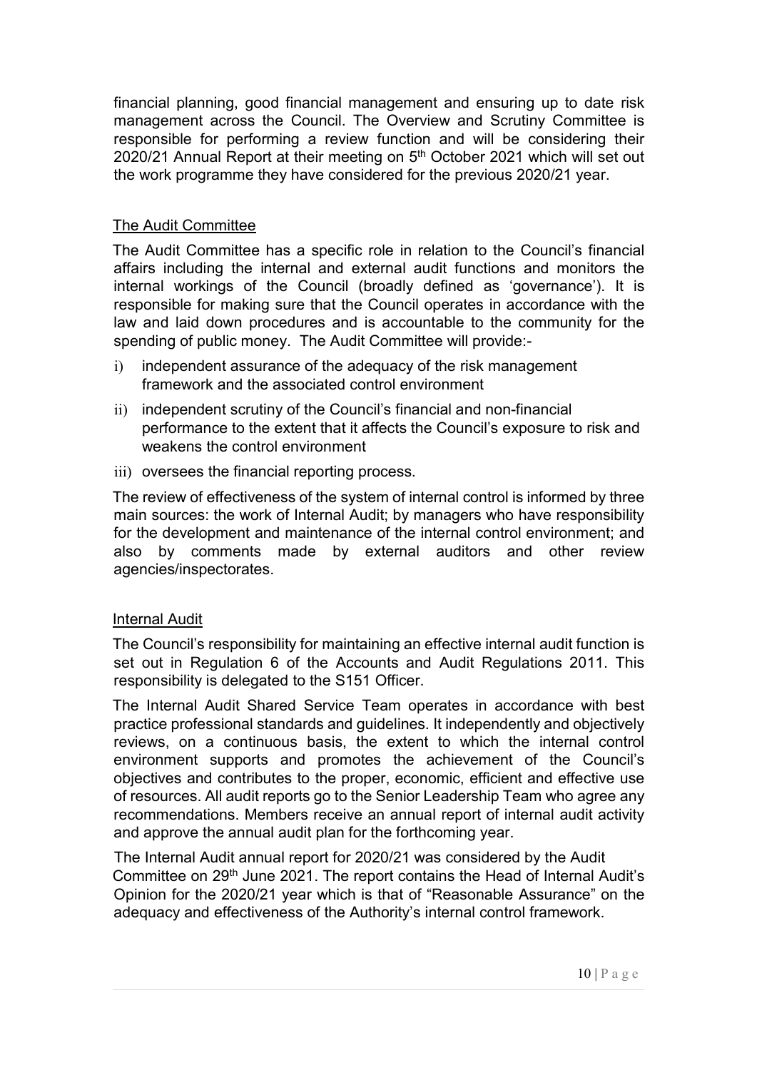financial planning, good financial management and ensuring up to date risk management across the Council. The Overview and Scrutiny Committee is responsible for performing a review function and will be considering their 2020/21 Annual Report at their meeting on 5th October 2021 which will set out the work programme they have considered for the previous 2020/21 year.

## The Audit Committee

The Audit Committee has a specific role in relation to the Council's financial affairs including the internal and external audit functions and monitors the internal workings of the Council (broadly defined as 'governance'). It is responsible for making sure that the Council operates in accordance with the law and laid down procedures and is accountable to the community for the spending of public money. The Audit Committee will provide:-

i) independent assurance of the adequacy of the risk management framework and the associated control environment
ii) independent scrutiny of the Council's financial and non-financial performance to the extent that it affects the Council's exposure to risk and weakens the control environment
iii) oversees the financial reporting process.

The review of effectiveness of the system of internal control is informed by three main sources: the work of Internal Audit; by managers who have responsibility for the development and maintenance of the internal control environment; and also by comments made by external auditors and other review agencies/inspectorates.

## Internal Audit

The Council's responsibility for maintaining an effective internal audit function is set out in Regulation 6 of the Accounts and Audit Regulations 2011. This responsibility is delegated to the S151 Officer.

The Internal Audit Shared Service Team operates in accordance with best practice professional standards and guidelines. It independently and objectively reviews, on a continuous basis, the extent to which the internal control environment supports and promotes the achievement of the Council's objectives and contributes to the proper, economic, efficient and effective use of resources. All audit reports go to the Senior Leadership Team who agree any recommendations. Members receive an annual report of internal audit activity and approve the annual audit plan for the forthcoming year.

The Internal Audit annual report for 2020/21 was considered by the Audit Committee on 29th June 2021. The report contains the Head of Internal Audit's Opinion for the 2020/21 year which is that of "Reasonable Assurance" on the adequacy and effectiveness of the Authority's internal control framework.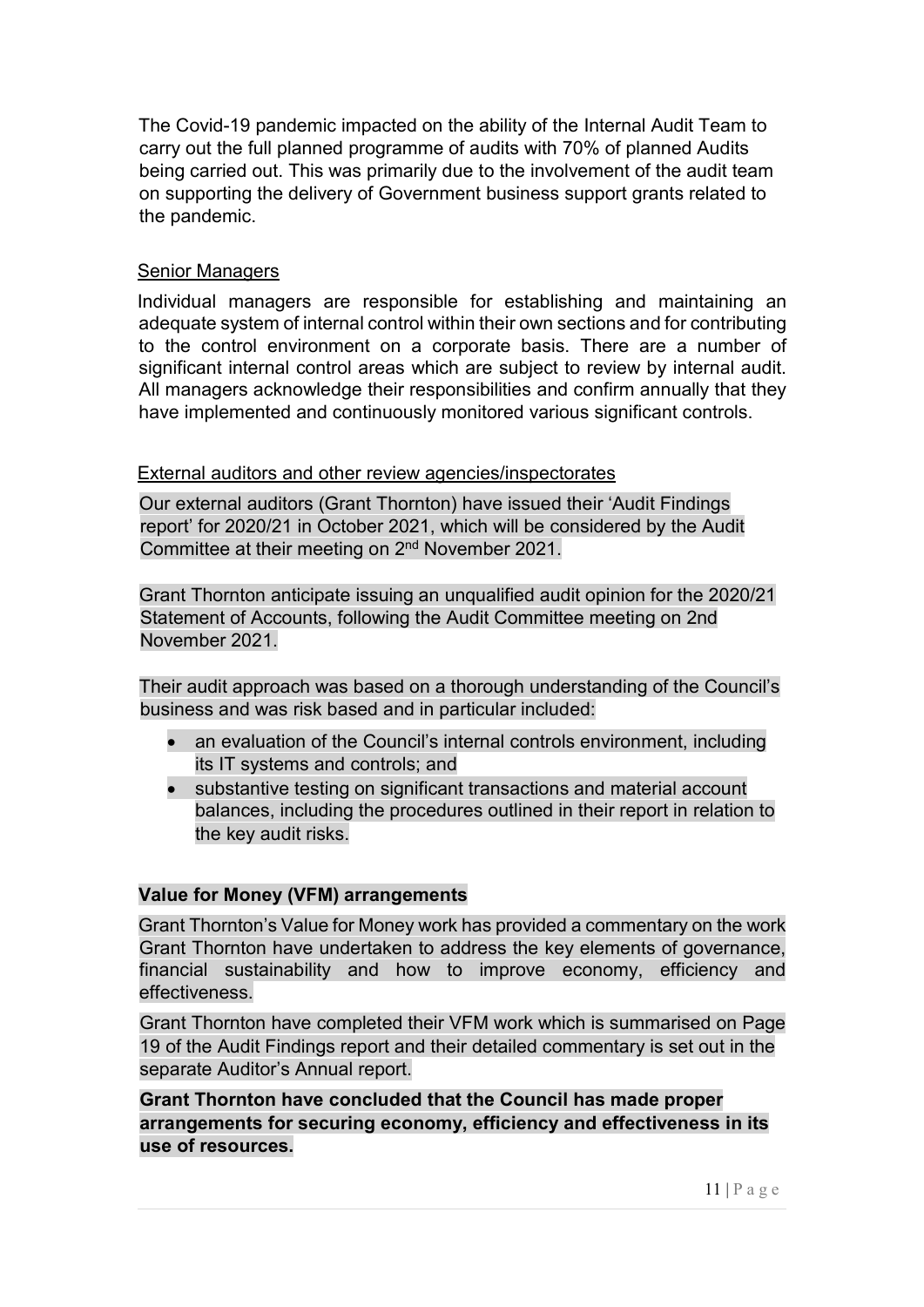The Covid-19 pandemic impacted on the ability of the Internal Audit Team to carry out the full planned programme of audits with 70% of planned Audits being carried out. This was primarily due to the involvement of the audit team on supporting the delivery of Government business support grants related to the pandemic.

Senior Managers

Individual managers are responsible for establishing and maintaining an adequate system of internal control within their own sections and for contributing to the control environment on a corporate basis. There are a number of significant internal control areas which are subject to review by internal audit. All managers acknowledge their responsibilities and confirm annually that they have implemented and continuously monitored various significant controls.

External auditors and other review agencies/inspectorates

Our external auditors (Grant Thornton) have issued their 'Audit Findings report' for 2020/21 in October 2021, which will be considered by the Audit Committee at their meeting on 2nd November 2021.

Grant Thornton anticipate issuing an unqualified audit opinion for the 2020/21 Statement of Accounts, following the Audit Committee meeting on 2nd November 2021.

Their audit approach was based on a thorough understanding of the Council's business and was risk based and in particular included:

- an evaluation of the Council's internal controls environment, including its IT systems and controls; and
- substantive testing on significant transactions and material account balances, including the procedures outlined in their report in relation to the key audit risks.

**Value for Money (VFM) arrangements**

Grant Thornton's Value for Money work has provided a commentary on the work Grant Thornton have undertaken to address the key elements of governance, financial sustainability and how to improve economy, efficiency and effectiveness.

Grant Thornton have completed their VFM work which is summarised on Page 19 of the Audit Findings report and their detailed commentary is set out in the separate Auditor's Annual report.

**Grant Thornton have concluded that the Council has made proper arrangements for securing economy, efficiency and effectiveness in its use of resources.**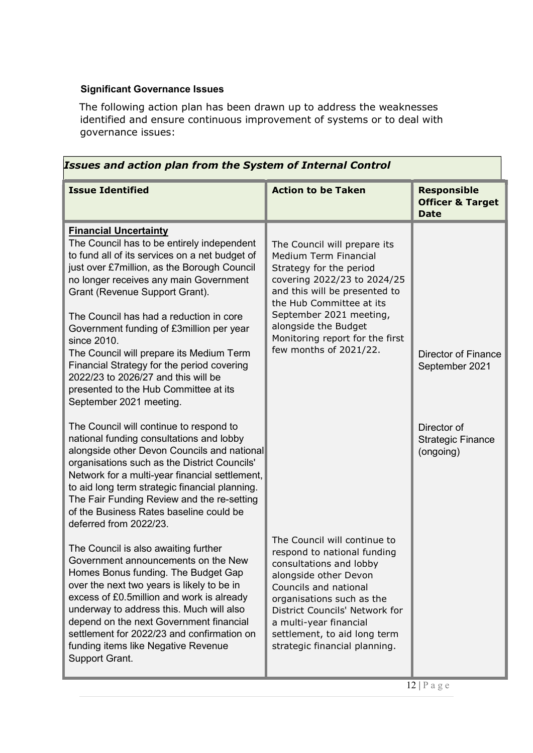**Significant Governance Issues**

The following action plan has been drawn up to address the weaknesses identified and ensure continuous improvement of systems or to deal with governance issues:

***Issues and action plan from the System of Internal Control***

| **Issue Identified** | **Action to be Taken** | **Responsible Officer & Target Date** |
|---|---|---|
| **Financial Uncertainty**<br>The Council has to be entirely independent to fund all of its services on a net budget of just over £7million, as the Borough Council no longer receives any main Government Grant (Revenue Support Grant).<br><br>The Council has had a reduction in core Government funding of £3million per year since 2010.<br>The Council will prepare its Medium Term Financial Strategy for the period covering 2022/23 to 2026/27 and this will be presented to the Hub Committee at its September 2021 meeting. | The Council will prepare its Medium Term Financial Strategy for the period covering 2022/23 to 2024/25 and this will be presented to the Hub Committee at its September 2021 meeting, alongside the Budget Monitoring report for the first few months of 2021/22. | Director of Finance September 2021 |
| The Council will continue to respond to national funding consultations and lobby alongside other Devon Councils and national organisations such as the District Councils' Network for a multi-year financial settlement, to aid long term strategic financial planning. The Fair Funding Review and the re-setting of the Business Rates baseline could be deferred from 2022/23.<br><br>The Council is also awaiting further Government announcements on the New Homes Bonus funding. The Budget Gap over the next two years is likely to be in excess of £0.5million and work is already underway to address this. Much will also depend on the next Government financial settlement for 2022/23 and confirmation on funding items like Negative Revenue Support Grant. | The Council will continue to respond to national funding consultations and lobby alongside other Devon Councils and national organisations such as the District Councils' Network for a multi-year financial settlement, to aid long term strategic financial planning. | Director of Strategic Finance (ongoing) |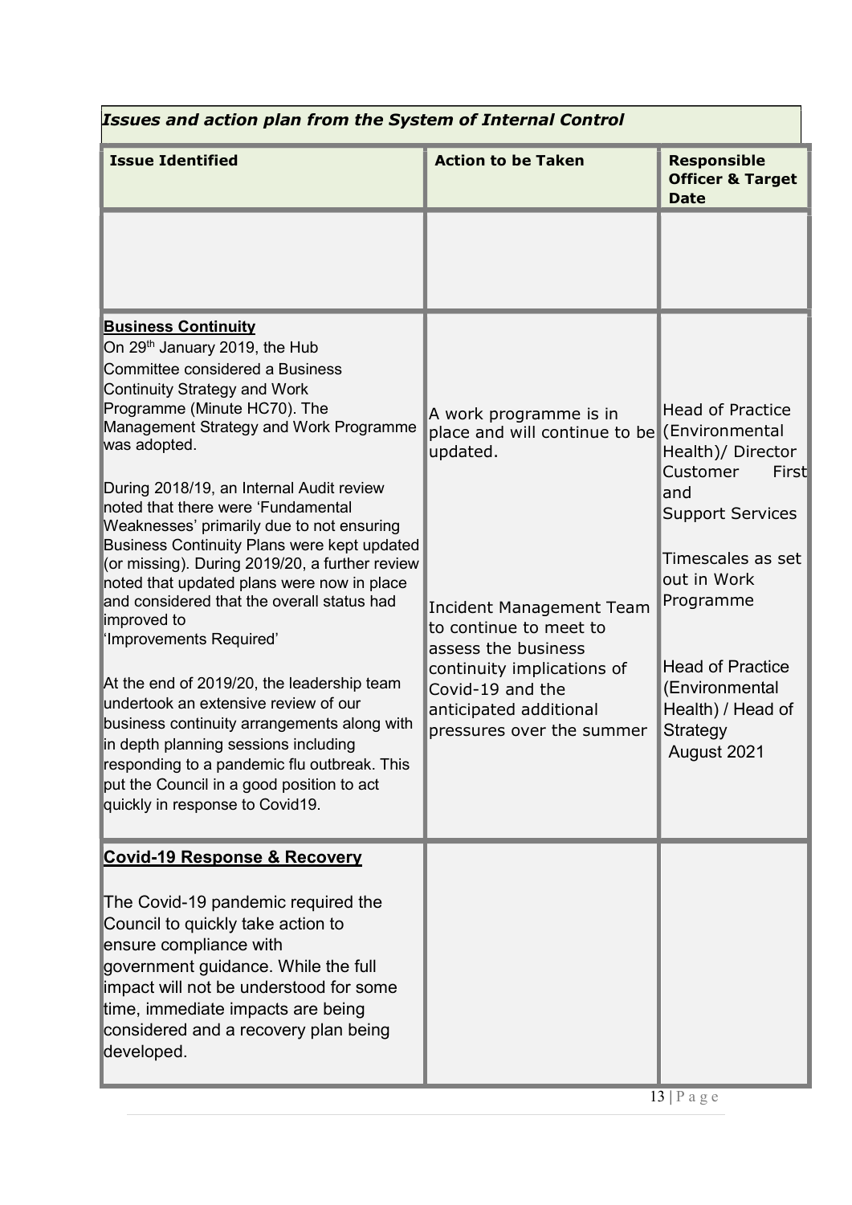***Issues and action plan from the System of Internal Control***

| Issue Identified | Action to be Taken | Responsible Officer & Target Date |
|---|---|---|
| | | |
| **Business Continuity**<br>On 29th January 2019, the Hub Committee considered a Business Continuity Strategy and Work Programme (Minute HC70). The Management Strategy and Work Programme was adopted.<br><br>During 2018/19, an Internal Audit review noted that there were 'Fundamental Weaknesses' primarily due to not ensuring Business Continuity Plans were kept updated (or missing). During 2019/20, a further review noted that updated plans were now in place and considered that the overall status had improved to 'Improvements Required'<br><br>At the end of 2019/20, the leadership team undertook an extensive review of our business continuity arrangements along with in depth planning sessions including responding to a pandemic flu outbreak. This put the Council in a good position to act quickly in response to Covid19. | A work programme is in place and will continue to be updated.<br><br>Incident Management Team to continue to meet to assess the business continuity implications of Covid-19 and the anticipated additional pressures over the summer | Head of Practice (Environmental Health)/ Director Customer First and Support Services<br><br>Timescales as set out in Work Programme<br><br>Head of Practice (Environmental Health) / Head of Strategy<br>August 2021 |
| **Covid-19 Response & Recovery**<br><br>The Covid-19 pandemic required the Council to quickly take action to ensure compliance with government guidance. While the full impact will not be understood for some time, immediate impacts are being considered and a recovery plan being developed. | | |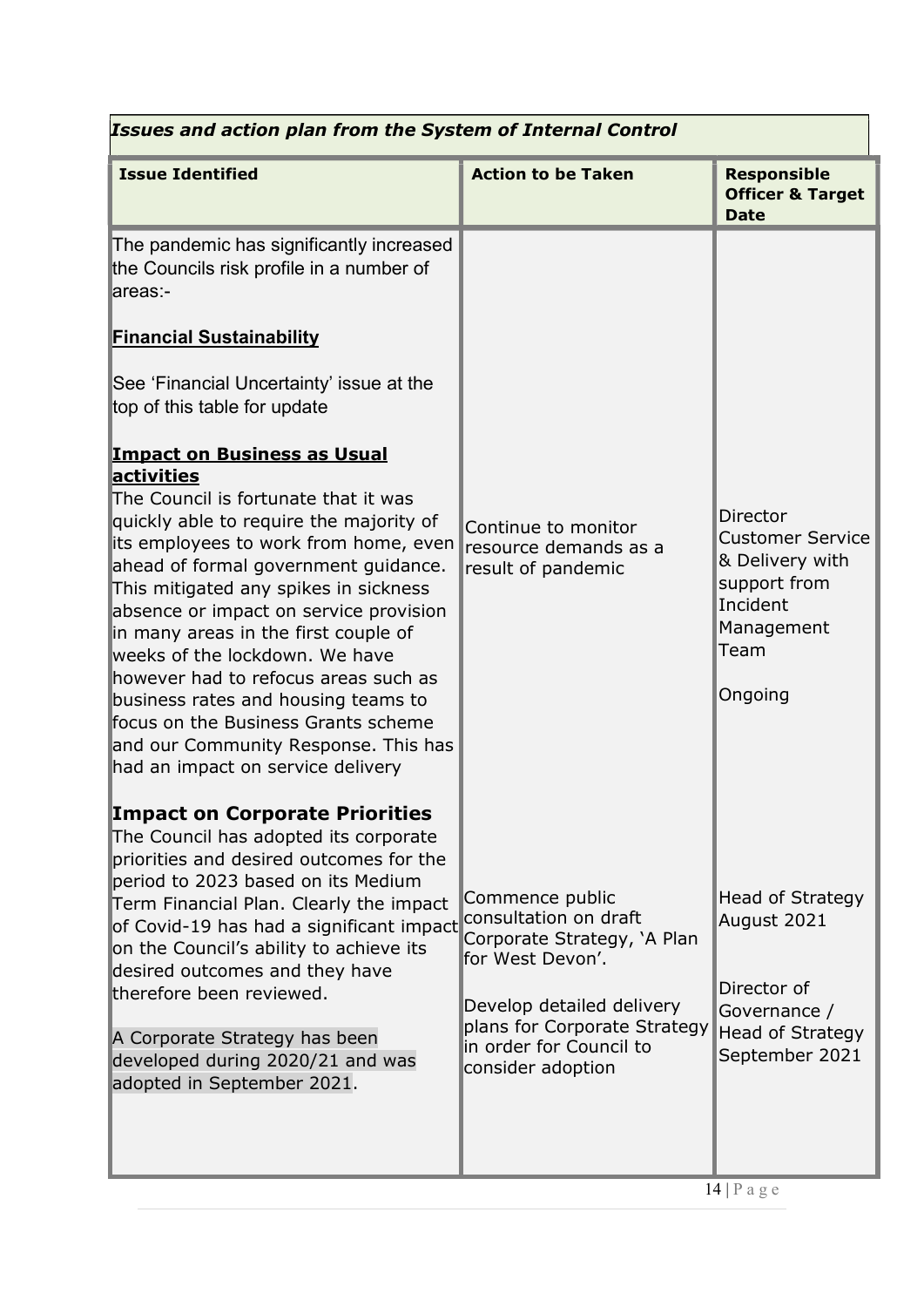*Issues and action plan from the System of Internal Control*

| Issue Identified | Action to be Taken | Responsible Officer & Target Date |
|---|---|---|
| The pandemic has significantly increased the Councils risk profile in a number of areas:-<br><br>**Financial Sustainability**<br><br>See 'Financial Uncertainty' issue at the top of this table for update<br><br>**Impact on Business as Usual activities**<br>The Council is fortunate that it was quickly able to require the majority of its employees to work from home, even ahead of formal government guidance. This mitigated any spikes in sickness absence or impact on service provision in many areas in the first couple of weeks of the lockdown. We have however had to refocus areas such as business rates and housing teams to focus on the Business Grants scheme and our Community Response. This has had an impact on service delivery | Continue to monitor resource demands as a result of pandemic | Director Customer Service & Delivery with support from Incident Management Team<br><br>Ongoing |
| **Impact on Corporate Priorities**<br>The Council has adopted its corporate priorities and desired outcomes for the period to 2023 based on its Medium Term Financial Plan. Clearly the impact of Covid-19 has had a significant impact on the Council's ability to achieve its desired outcomes and they have therefore been reviewed.<br><br>A Corporate Strategy has been developed during 2020/21 and was adopted in September 2021. | Commence public consultation on draft Corporate Strategy, 'A Plan for West Devon'.<br><br>Develop detailed delivery plans for Corporate Strategy in order for Council to consider adoption | Head of Strategy August 2021<br><br>Director of Governance / Head of Strategy September 2021 |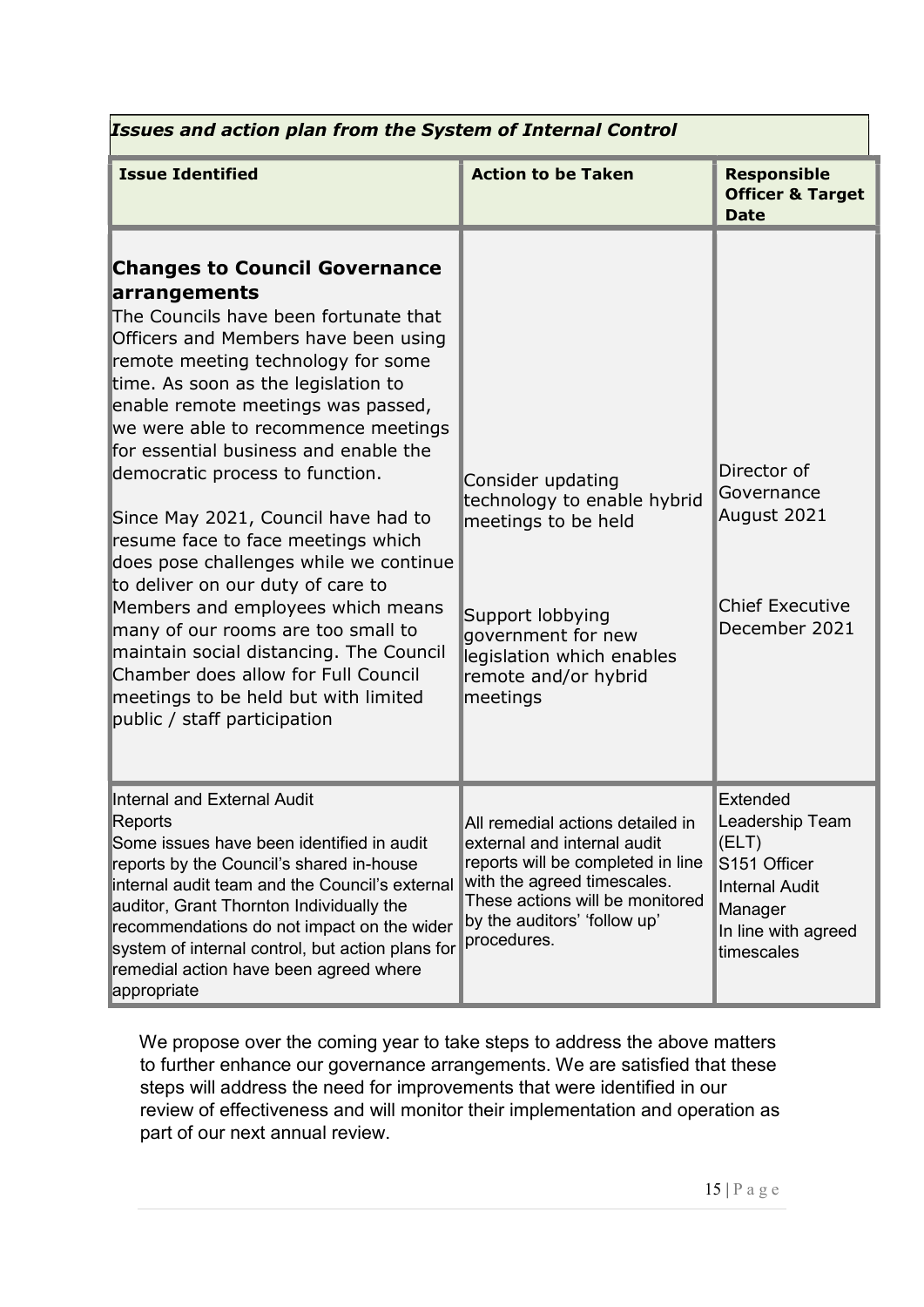*Issues and action plan from the System of Internal Control*

| Issue Identified | Action to be Taken | Responsible Officer & Target Date |
|---|---|---|
| **Changes to Council Governance arrangements** The Councils have been fortunate that Officers and Members have been using remote meeting technology for some time. As soon as the legislation to enable remote meetings was passed, we were able to recommence meetings for essential business and enable the democratic process to function. Since May 2021, Council have had to resume face to face meetings which does pose challenges while we continue to deliver on our duty of care to Members and employees which means many of our rooms are too small to maintain social distancing. The Council Chamber does allow for Full Council meetings to be held but with limited public / staff participation | Consider updating technology to enable hybrid meetings to be held<br><br>Support lobbying government for new legislation which enables remote and/or hybrid meetings | Director of Governance August 2021<br><br>Chief Executive December 2021 |
| Internal and External Audit Reports Some issues have been identified in audit reports by the Council's shared in-house internal audit team and the Council's external auditor, Grant Thornton Individually the recommendations do not impact on the wider system of internal control, but action plans for remedial action have been agreed where appropriate | All remedial actions detailed in external and internal audit reports will be completed in line with the agreed timescales. These actions will be monitored by the auditors' 'follow up' procedures. | Extended Leadership Team (ELT) S151 Officer Internal Audit Manager In line with agreed timescales |

We propose over the coming year to take steps to address the above matters to further enhance our governance arrangements. We are satisfied that these steps will address the need for improvements that were identified in our review of effectiveness and will monitor their implementation and operation as part of our next annual review.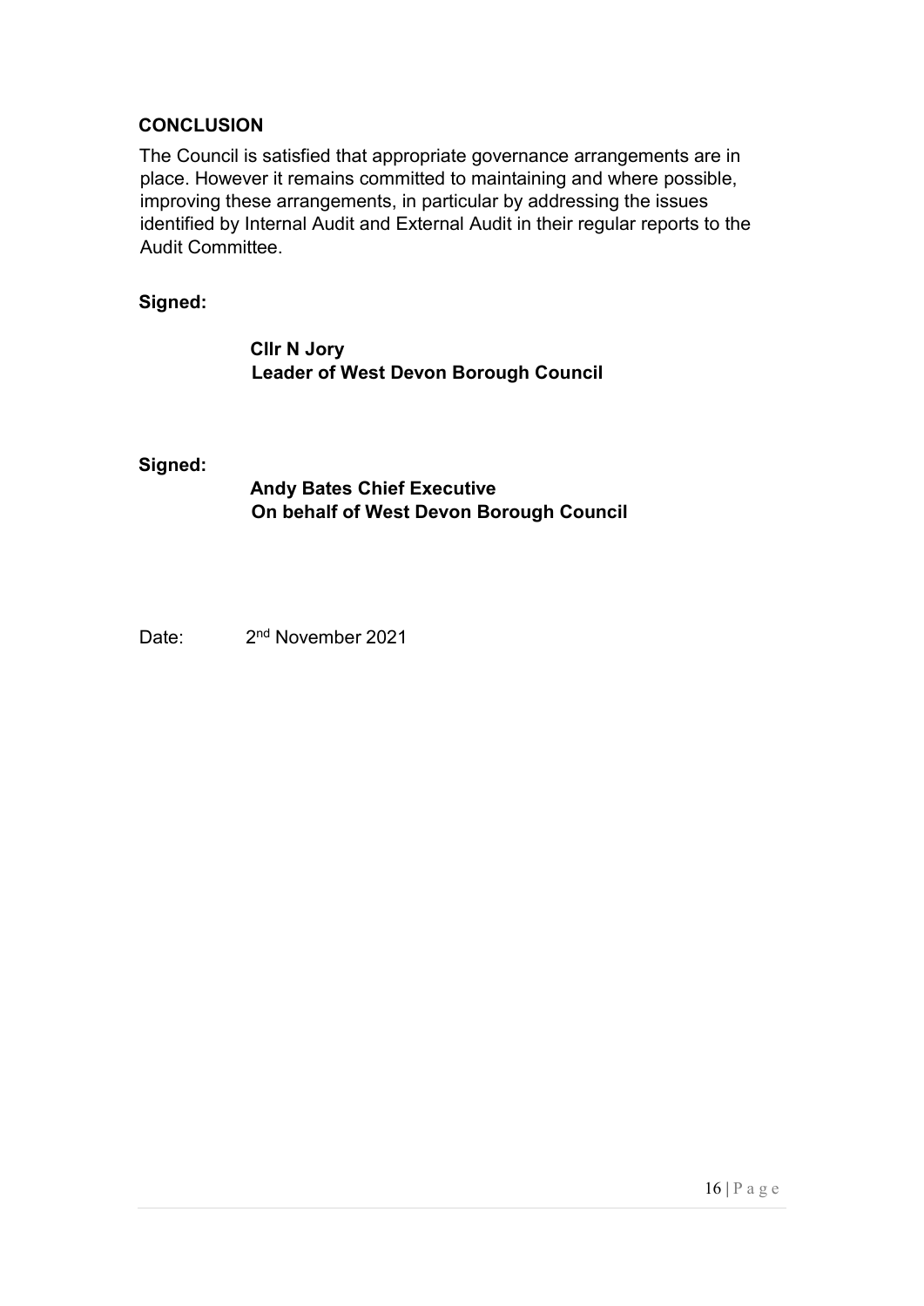## CONCLUSION

The Council is satisfied that appropriate governance arrangements are in place. However it remains committed to maintaining and where possible, improving these arrangements, in particular by addressing the issues identified by Internal Audit and External Audit in their regular reports to the Audit Committee.

**Signed:**

**Cllr N Jory**
**Leader of West Devon Borough Council**

**Signed:**

**Andy Bates Chief Executive**
**On behalf of West Devon Borough Council**

Date: 2nd November 2021